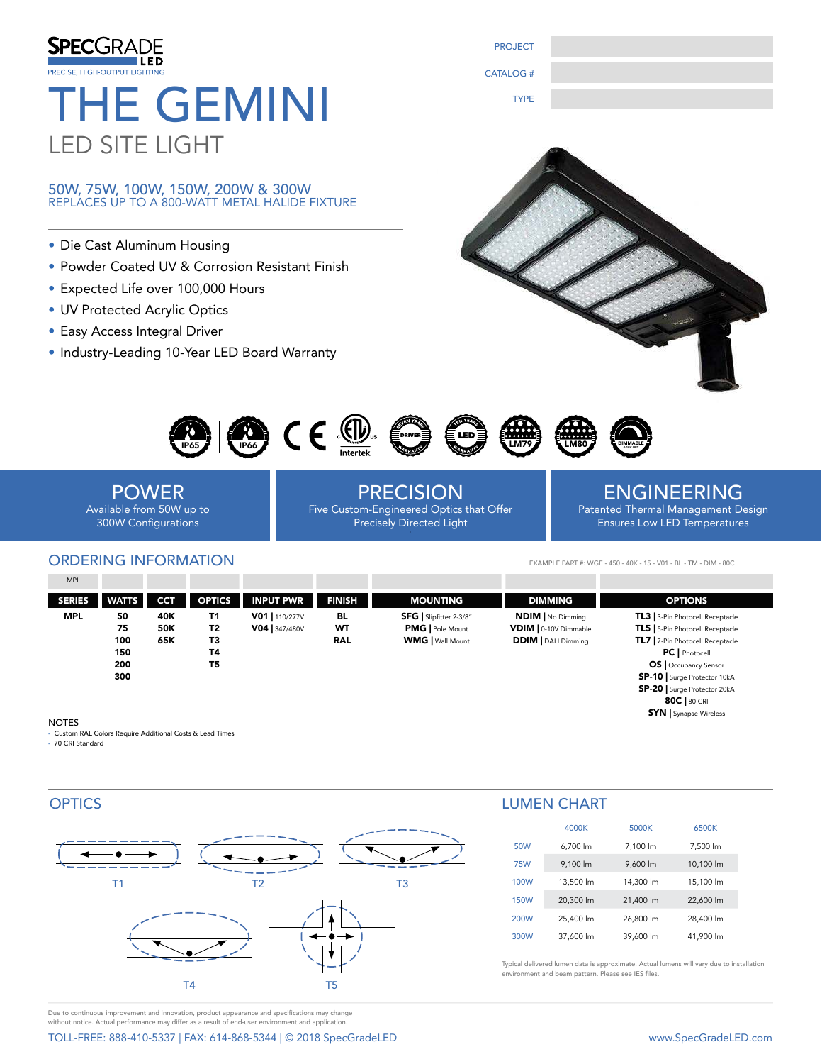**SPECGRADE LED**
PRECISE, HIGH-OUTPUT LIGHTING

| PROJECT | |
|---|---|
| CATALOG # | |
| TYPE | |

# THE GEMINI

## LED SITE LIGHT

### 50W, 75W, 100W, 150W, 200W & 300W
REPLACES UP TO A 800-WATT METAL HALIDE FIXTURE

- Die Cast Aluminum Housing
- Powder Coated UV & Corrosion Resistant Finish
- Expected Life over 100,000 Hours
- UV Protected Acrylic Optics
- Easy Access Integral Driver
- Industry-Leading 10-Year LED Board Warranty

IP65 | IP66 | CE | ETL Intertek | SEVEN YEARS DRIVER WARRANTY | TEN YEARS LED WARRANTY | LM79 | LM80 | DIMMABLE

**POWER**
Available from 50W up to 300W Configurations

**PRECISION**
Five Custom-Engineered Optics that Offer Precisely Directed Light

**ENGINEERING**
Patented Thermal Management Design Ensures Low LED Temperatures

## ORDERING INFORMATION

EXAMPLE PART #: WGE - 450 - 40K - 15 - V01 - BL - TM - DIM - 80C

| MPL | | | | | | | | |
|---|---|---|---|---|---|---|---|---|
| **SERIES** | **WATTS** | **CCT** | **OPTICS** | **INPUT PWR** | **FINISH** | **MOUNTING** | **DIMMING** | **OPTIONS** |
| **MPL** | **50** | **40K** | **T1** | **V01** \| 110/277V | **BL** | **SFG** \| Slipfitter 2-3/8" | **NDIM** \| No Dimming | **TL3** \| 3-Pin Photocell Receptacle |
| | **75** | **50K** | **T2** | **V04** \| 347/480V | **WT** | **PMG** \| Pole Mount | **VDIM** \| 0-10V Dimmable | **TL5** \| 5-Pin Photocell Receptacle |
| | **100** | **65K** | **T3** | | **RAL** | **WMG** \| Wall Mount | **DDIM** \| DALI Dimming | **TL7** \| 7-Pin Photocell Receptacle |
| | **150** | | **T4** | | | | | **PC** \| Photocell |
| | **200** | | **T5** | | | | | **OS** \| Occupancy Sensor |
| | **300** | | | | | | | **SP-10** \| Surge Protector 10kA |
| | | | | | | | | **SP-20** \| Surge Protector 20kA |
| | | | | | | | | **80C** \| 80 CRI |
| | | | | | | | | **SYN** \| Synapse Wireless |

NOTES
- Custom RAL Colors Require Additional Costs & Lead Times
- 70 CRI Standard

## OPTICS

T1 &nbsp; T2 &nbsp; T3 &nbsp; T4 &nbsp; T5

## LUMEN CHART

| | 4000K | 5000K | 6500K |
|---|---|---|---|
| 50W | 6,700 lm | 7,100 lm | 7,500 lm |
| 75W | 9,100 lm | 9,600 lm | 10,100 lm |
| 100W | 13,500 lm | 14,300 lm | 15,100 lm |
| 150W | 20,300 lm | 21,400 lm | 22,600 lm |
| 200W | 25,400 lm | 26,800 lm | 28,400 lm |
| 300W | 37,600 lm | 39,600 lm | 41,900 lm |

Typical delivered lumen data is approximate. Actual lumens will vary due to installation environment and beam pattern. Please see IES files.

Due to continuous improvement and innovation, product appearance and specifications may change without notice. Actual performance may differ as a result of end-user environment and application.

TOLL-FREE: 888-410-5337 | FAX: 614-868-5344 | © 2018 SpecGradeLED &nbsp; www.SpecGradeLED.com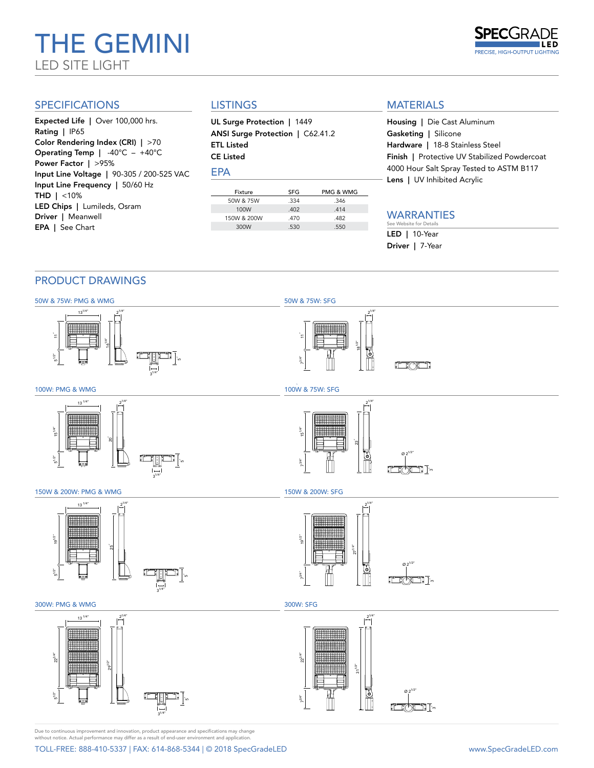# THE GEMINI

LED SITE LIGHT

## SPECIFICATIONS

**Expected Life** | Over 100,000 hrs.
**Rating** | IP65
**Color Rendering Index (CRI)** | >70
**Operating Temp** | -40°C – +40°C
**Power Factor** | >95%
**Input Line Voltage** | 90-305 / 200-525 VAC
**Input Line Frequency** | 50/60 Hz
**THD** | <10%
**LED Chips** | Lumileds, Osram
**Driver** | Meanwell
**EPA** | See Chart

## LISTINGS

**UL Surge Protection** | 1449
**ANSI Surge Protection** | C62.41.2
**ETL Listed**
**CE Listed**

## EPA

| Fixture | SFG | PMG & WMG |
|---|---|---|
| 50W & 75W | .334 | .346 |
| 100W | .402 | .414 |
| 150W & 200W | .470 | .482 |
| 300W | .530 | .550 |

## MATERIALS

**Housing** | Die Cast Aluminum
**Gasketing** | Silicone
**Hardware** | 18-8 Stainless Steel
**Finish** | Protective UV Stabilized Powdercoat
4000 Hour Salt Spray Tested to ASTM B117
**Lens** | UV Inhibited Acrylic

## WARRANTIES

See Website for Details

**LED** | 10-Year
**Driver** | 7-Year

## PRODUCT DRAWINGS

### 50W & 75W: PMG & WMG

13 1/4"
2 1/4"
11"
16 1/4"
5 1/2"
5
3 1/4"

### 50W & 75W: SFG

2 1/4"
11"
18 1/2"
7 3/4"

### 100W: PMG & WMG

13 1/4"
2 1/4"
15 1/4"
20"
5 1/2"
5
3 1/4"

### 100W & 75W: SFG

2 1/4"
15 1/4"
23"
7 3/4"
Ø 2 1/2"
3

### 150W & 200W: PMG & WMG

13 1/4"
2 1/4"
19 1/2"
25"
5 1/2"
5
3 1/4"

### 150W & 200W: SFG

2 1/4"
19 1/2"
27 1/4"
7 3/4"
Ø 2 1/2"
3

### 300W: PMG & WMG

13 1/4"
2 1/4"
22 3/4"
29 1/2"
5 1/2"
5
3 1/4"

### 300W: SFG

2 1/4"
22 3/4"
31 1/2"
7 3/4"
Ø 2 1/2"
3

Due to continuous improvement and innovation, product appearance and specifications may change without notice. Actual performance may differ as a result of end-user environment and application.

TOLL-FREE: 888-410-5337 | FAX: 614-868-5344 | © 2018 SpecGradeLED www.SpecGradeLED.com